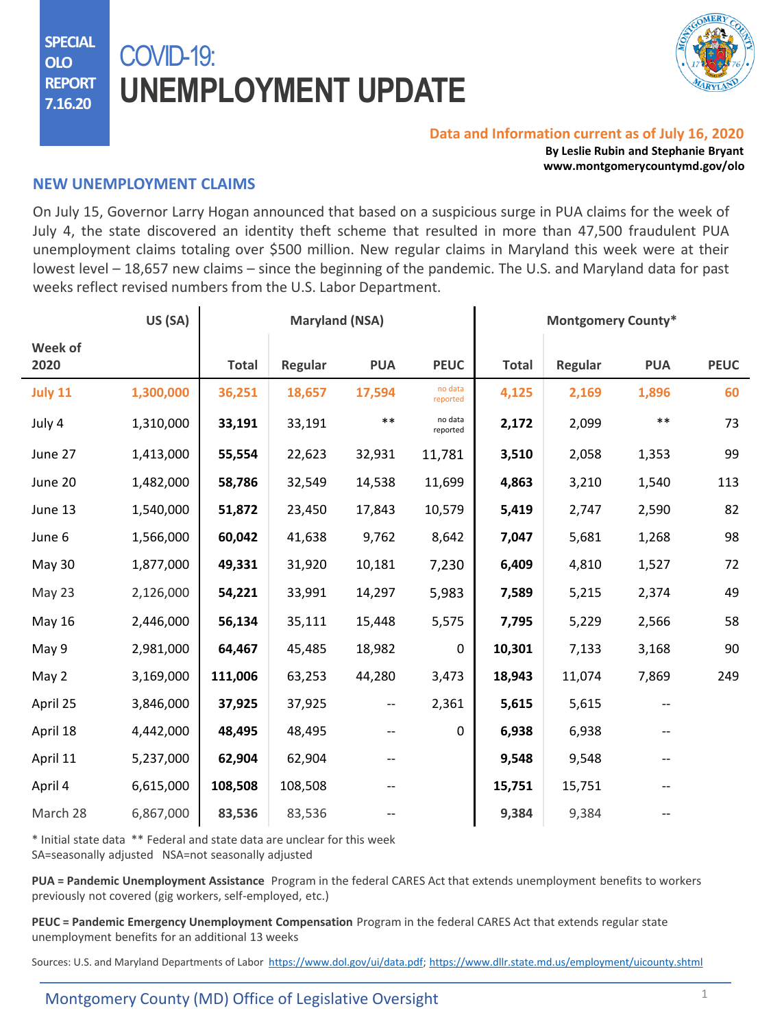SPECIAL OLO REPORT 7.16.20

# COVID-19: UNEMPLOYMENT UPDATE

**Data and Information current as of July 16, 2020**

**By Leslie Rubin and Stephanie Bryant**
**www.montgomerycountymd.gov/olo**

## NEW UNEMPLOYMENT CLAIMS

On July 15, Governor Larry Hogan announced that based on a suspicious surge in PUA claims for the week of July 4, the state discovered an identity theft scheme that resulted in more than 47,500 fraudulent PUA unemployment claims totaling over $500 million. New regular claims in Maryland this week were at their lowest level – 18,657 new claims – since the beginning of the pandemic. The U.S. and Maryland data for past weeks reflect revised numbers from the U.S. Labor Department.

| Week of 2020 | US (SA) | Maryland (NSA) | | | | Montgomery County* | | | |
|---|---|---|---|---|---|---|---|---|---|
| | | Total | Regular | PUA | PEUC | Total | Regular | PUA | PEUC |
| July 11 | 1,300,000 | 36,251 | 18,657 | 17,594 | no data reported | 4,125 | 2,169 | 1,896 | 60 |
| July 4 | 1,310,000 | **33,191** | 33,191 | ** | no data reported | **2,172** | 2,099 | ** | 73 |
| June 27 | 1,413,000 | **55,554** | 22,623 | 32,931 | 11,781 | **3,510** | 2,058 | 1,353 | 99 |
| June 20 | 1,482,000 | **58,786** | 32,549 | 14,538 | 11,699 | **4,863** | 3,210 | 1,540 | 113 |
| June 13 | 1,540,000 | **51,872** | 23,450 | 17,843 | 10,579 | **5,419** | 2,747 | 2,590 | 82 |
| June 6 | 1,566,000 | **60,042** | 41,638 | 9,762 | 8,642 | **7,047** | 5,681 | 1,268 | 98 |
| May 30 | 1,877,000 | **49,331** | 31,920 | 10,181 | 7,230 | **6,409** | 4,810 | 1,527 | 72 |
| May 23 | 2,126,000 | **54,221** | 33,991 | 14,297 | 5,983 | **7,589** | 5,215 | 2,374 | 49 |
| May 16 | 2,446,000 | **56,134** | 35,111 | 15,448 | 5,575 | **7,795** | 5,229 | 2,566 | 58 |
| May 9 | 2,981,000 | **64,467** | 45,485 | 18,982 | 0 | **10,301** | 7,133 | 3,168 | 90 |
| May 2 | 3,169,000 | **111,006** | 63,253 | 44,280 | 3,473 | **18,943** | 11,074 | 7,869 | 249 |
| April 25 | 3,846,000 | **37,925** | 37,925 | -- | 2,361 | **5,615** | 5,615 | -- | |
| April 18 | 4,442,000 | **48,495** | 48,495 | -- | 0 | **6,938** | 6,938 | -- | |
| April 11 | 5,237,000 | **62,904** | 62,904 | -- | | **9,548** | 9,548 | -- | |
| April 4 | 6,615,000 | **108,508** | 108,508 | -- | | **15,751** | 15,751 | -- | |
| March 28 | 6,867,000 | **83,536** | 83,536 | -- | | **9,384** | 9,384 | -- | |

\* Initial state data ** Federal and state data are unclear for this week
SA=seasonally adjusted NSA=not seasonally adjusted

**PUA = Pandemic Unemployment Assistance** Program in the federal CARES Act that extends unemployment benefits to workers previously not covered (gig workers, self-employed, etc.)

**PEUC = Pandemic Emergency Unemployment Compensation** Program in the federal CARES Act that extends regular state unemployment benefits for an additional 13 weeks

Sources: U.S. and Maryland Departments of Labor https://www.dol.gov/ui/data.pdf; https://www.dllr.state.md.us/employment/uicounty.shtml

Montgomery County (MD) Office of Legislative Oversight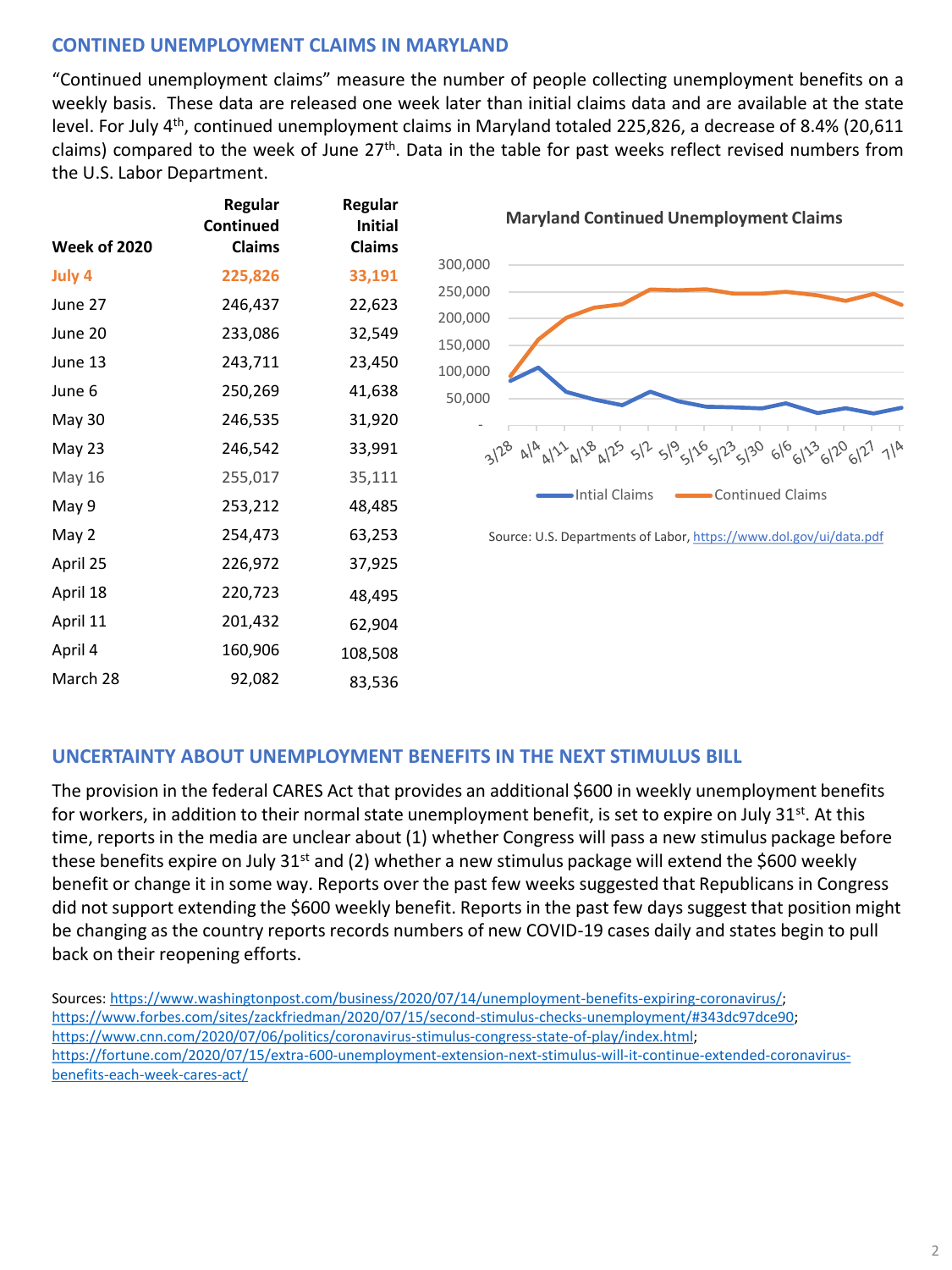## CONTINED UNEMPLOYMENT CLAIMS IN MARYLAND

"Continued unemployment claims" measure the number of people collecting unemployment benefits on a weekly basis. These data are released one week later than initial claims data and are available at the state level. For July 4th, continued unemployment claims in Maryland totaled 225,826, a decrease of 8.4% (20,611 claims) compared to the week of June 27th. Data in the table for past weeks reflect revised numbers from the U.S. Labor Department.

| Week of 2020 | Regular Continued Claims | Regular Initial Claims |
|---|---|---|
| July 4 | 225,826 | 33,191 |
| June 27 | 246,437 | 22,623 |
| June 20 | 233,086 | 32,549 |
| June 13 | 243,711 | 23,450 |
| June 6 | 250,269 | 41,638 |
| May 30 | 246,535 | 31,920 |
| May 23 | 246,542 | 33,991 |
| May 16 | 255,017 | 35,111 |
| May 9 | 253,212 | 48,485 |
| May 2 | 254,473 | 63,253 |
| April 25 | 226,972 | 37,925 |
| April 18 | 220,723 | 48,495 |
| April 11 | 201,432 | 62,904 |
| April 4 | 160,906 | 108,508 |
| March 28 | 92,082 | 83,536 |

Maryland Continued Unemployment Claims

300,000
250,000
200,000
150,000
100,000
50,000
-

3/28 4/4 4/11 4/18 4/25 5/2 5/9 5/16 5/23 5/30 6/6 6/13 6/20 6/27 7/4

Intial Claims Continued Claims

Source: U.S. Departments of Labor, https://www.dol.gov/ui/data.pdf

## UNCERTAINTY ABOUT UNEMPLOYMENT BENEFITS IN THE NEXT STIMULUS BILL

The provision in the federal CARES Act that provides an additional $600 in weekly unemployment benefits for workers, in addition to their normal state unemployment benefit, is set to expire on July 31st. At this time, reports in the media are unclear about (1) whether Congress will pass a new stimulus package before these benefits expire on July 31st and (2) whether a new stimulus package will extend the $600 weekly benefit or change it in some way. Reports over the past few weeks suggested that Republicans in Congress did not support extending the $600 weekly benefit. Reports in the past few days suggest that position might be changing as the country reports records numbers of new COVID-19 cases daily and states begin to pull back on their reopening efforts.

Sources: https://www.washingtonpost.com/business/2020/07/14/unemployment-benefits-expiring-coronavirus/; https://www.forbes.com/sites/zackfriedman/2020/07/15/second-stimulus-checks-unemployment/#343dc97dce90; https://www.cnn.com/2020/07/06/politics/coronavirus-stimulus-congress-state-of-play/index.html; https://fortune.com/2020/07/15/extra-600-unemployment-extension-next-stimulus-will-it-continue-extended-coronavirus-benefits-each-week-cares-act/